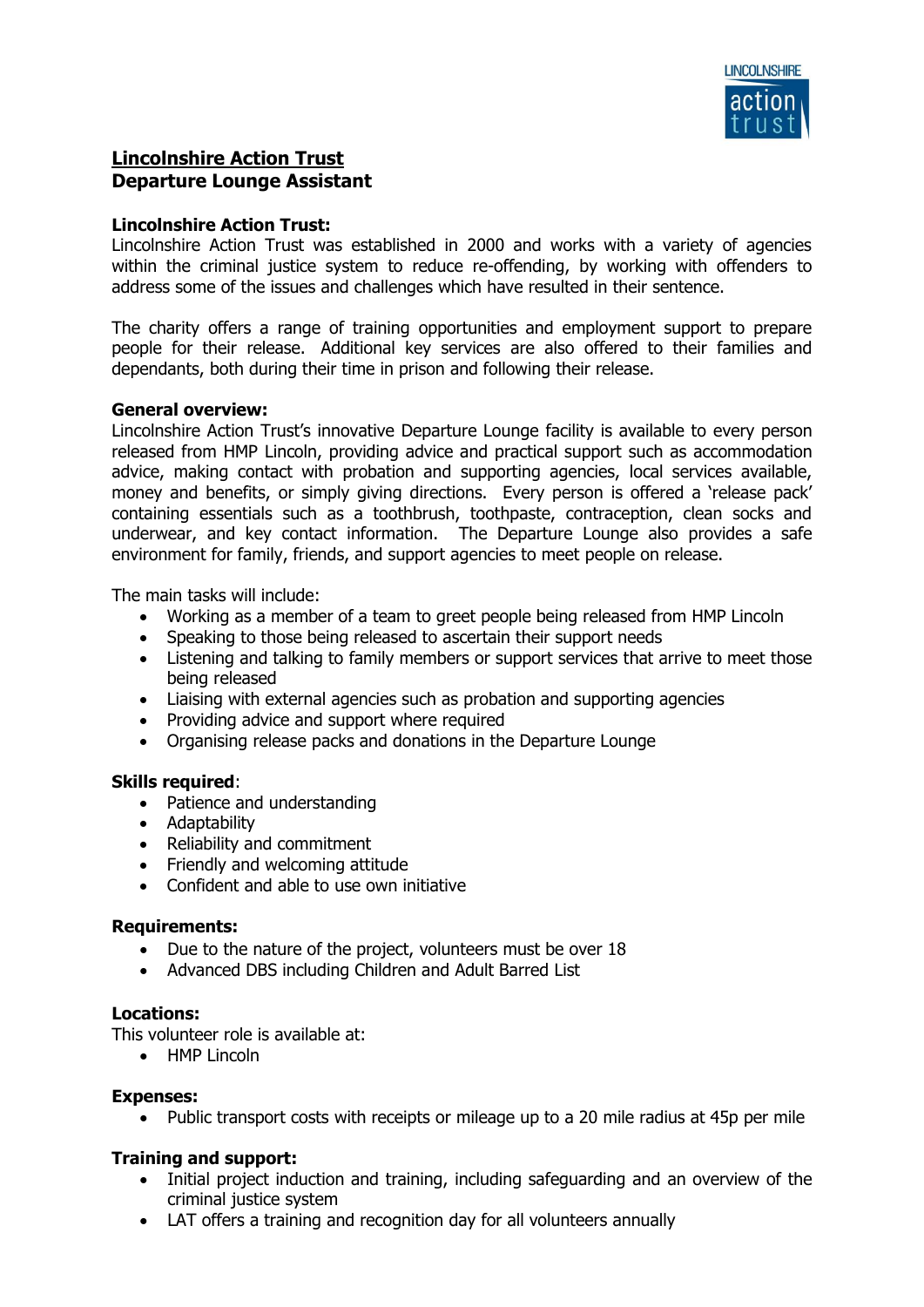# Lincolnshire Action Trust

## Departure Lounge Assistant

**Lincolnshire Action Trust:**

Lincolnshire Action Trust was established in 2000 and works with a variety of agencies within the criminal justice system to reduce re-offending, by working with offenders to address some of the issues and challenges which have resulted in their sentence.

The charity offers a range of training opportunities and employment support to prepare people for their release. Additional key services are also offered to their families and dependants, both during their time in prison and following their release.

**General overview:**

Lincolnshire Action Trust's innovative Departure Lounge facility is available to every person released from HMP Lincoln, providing advice and practical support such as accommodation advice, making contact with probation and supporting agencies, local services available, money and benefits, or simply giving directions. Every person is offered a 'release pack' containing essentials such as a toothbrush, toothpaste, contraception, clean socks and underwear, and key contact information. The Departure Lounge also provides a safe environment for family, friends, and support agencies to meet people on release.

The main tasks will include:

- Working as a member of a team to greet people being released from HMP Lincoln
- Speaking to those being released to ascertain their support needs
- Listening and talking to family members or support services that arrive to meet those being released
- Liaising with external agencies such as probation and supporting agencies
- Providing advice and support where required
- Organising release packs and donations in the Departure Lounge

**Skills required**:

- Patience and understanding
- Adaptability
- Reliability and commitment
- Friendly and welcoming attitude
- Confident and able to use own initiative

**Requirements:**

- Due to the nature of the project, volunteers must be over 18
- Advanced DBS including Children and Adult Barred List

**Locations:**

This volunteer role is available at:

- HMP Lincoln

**Expenses:**

- Public transport costs with receipts or mileage up to a 20 mile radius at 45p per mile

**Training and support:**

- Initial project induction and training, including safeguarding and an overview of the criminal justice system
- LAT offers a training and recognition day for all volunteers annually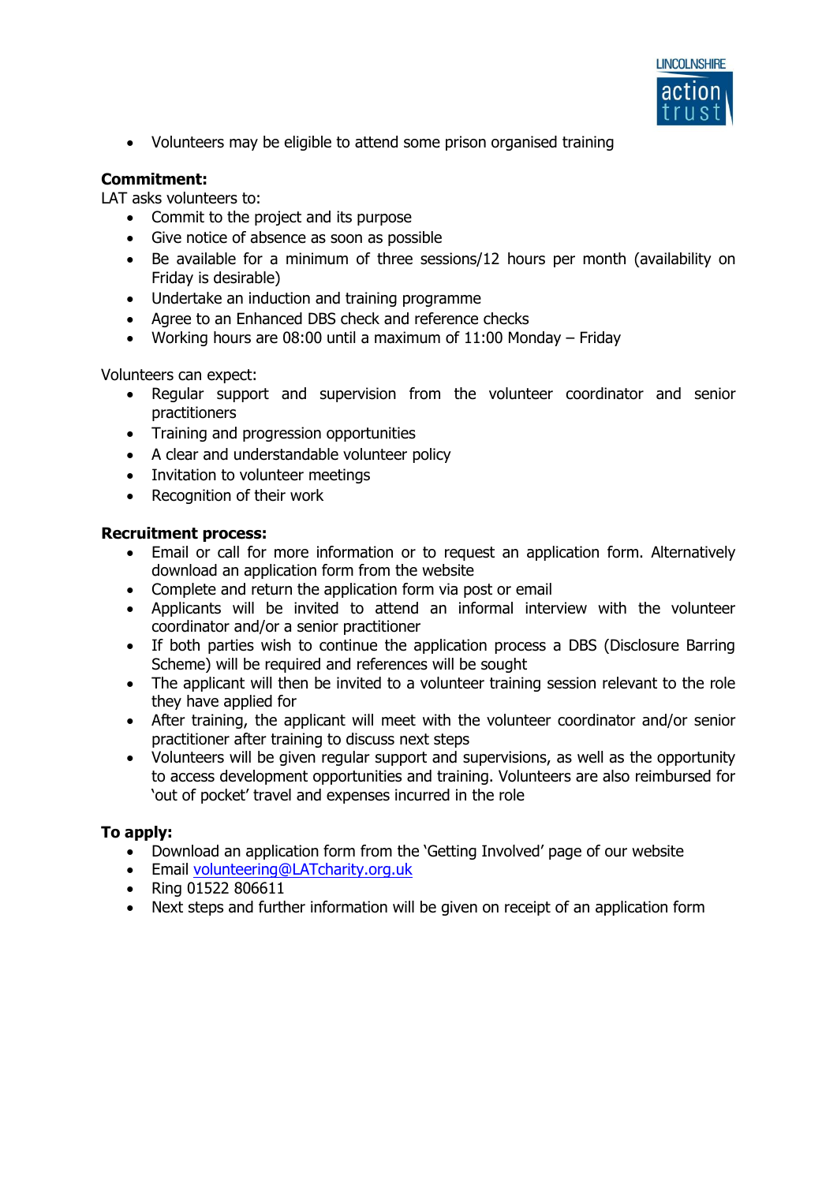- Volunteers may be eligible to attend some prison organised training

**Commitment:**

LAT asks volunteers to:

- Commit to the project and its purpose
- Give notice of absence as soon as possible
- Be available for a minimum of three sessions/12 hours per month (availability on Friday is desirable)
- Undertake an induction and training programme
- Agree to an Enhanced DBS check and reference checks
- Working hours are 08:00 until a maximum of 11:00 Monday – Friday

Volunteers can expect:

- Regular support and supervision from the volunteer coordinator and senior practitioners
- Training and progression opportunities
- A clear and understandable volunteer policy
- Invitation to volunteer meetings
- Recognition of their work

**Recruitment process:**

- Email or call for more information or to request an application form. Alternatively download an application form from the website
- Complete and return the application form via post or email
- Applicants will be invited to attend an informal interview with the volunteer coordinator and/or a senior practitioner
- If both parties wish to continue the application process a DBS (Disclosure Barring Scheme) will be required and references will be sought
- The applicant will then be invited to a volunteer training session relevant to the role they have applied for
- After training, the applicant will meet with the volunteer coordinator and/or senior practitioner after training to discuss next steps
- Volunteers will be given regular support and supervisions, as well as the opportunity to access development opportunities and training. Volunteers are also reimbursed for 'out of pocket' travel and expenses incurred in the role

**To apply:**

- Download an application form from the 'Getting Involved' page of our website
- Email volunteering@LATcharity.org.uk
- Ring 01522 806611
- Next steps and further information will be given on receipt of an application form